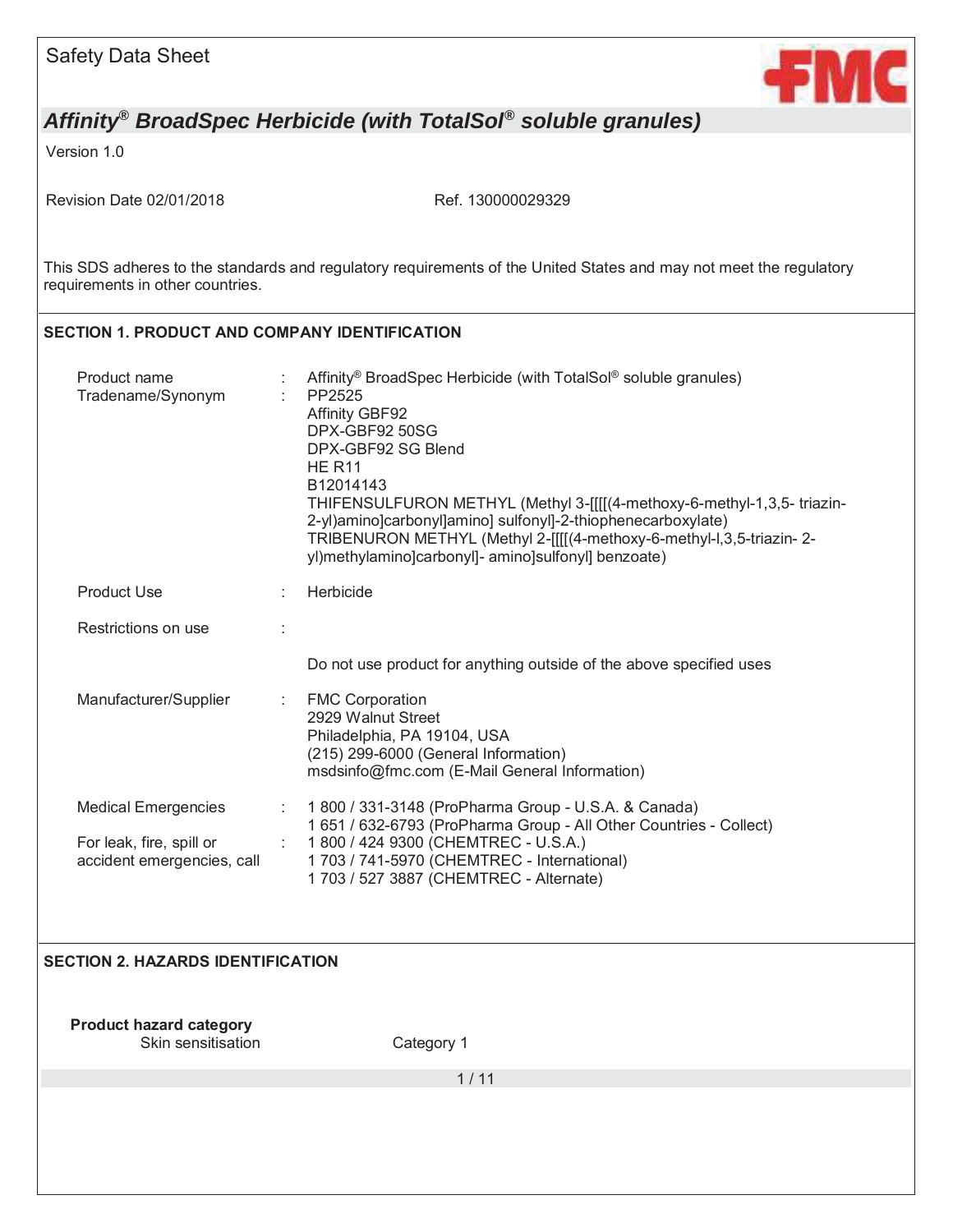Safety Data Sheet

# *Affinity® BroadSpec Herbicide (with TotalSol® soluble granules)*

Version 1.0

Revision Date 02/01/2018 Ref. 130000029329

This SDS adheres to the standards and regulatory requirements of the United States and may not meet the regulatory requirements in other countries.

## SECTION 1. PRODUCT AND COMPANY IDENTIFICATION

| | | |
|---|---|---|
| Product name | : | Affinity® BroadSpec Herbicide (with TotalSol® soluble granules) |
| Tradename/Synonym | : | PP2525<br>Affinity GBF92<br>DPX-GBF92 50SG<br>DPX-GBF92 SG Blend<br>HE R11<br>B12014143<br>THIFENSULFURON METHYL (Methyl 3-[[[[(4-methoxy-6-methyl-1,3,5- triazin-2-yl)amino]carbonyl]amino] sulfonyl]-2-thiophenecarboxylate)<br>TRIBENURON METHYL (Methyl 2-[[[[(4-methoxy-6-methyl-l,3,5-triazin- 2-yl)methylamino]carbonyl]- amino]sulfonyl] benzoate) |
| Product Use | : | Herbicide |
| Restrictions on use | : | <br>Do not use product for anything outside of the above specified uses |
| Manufacturer/Supplier | : | FMC Corporation<br>2929 Walnut Street<br>Philadelphia, PA 19104, USA<br>(215) 299-6000 (General Information)<br>msdsinfo@fmc.com (E-Mail General Information) |
| Medical Emergencies | : | 1 800 / 331-3148 (ProPharma Group - U.S.A. & Canada)<br>1 651 / 632-6793 (ProPharma Group - All Other Countries - Collect) |
| For leak, fire, spill or accident emergencies, call | : | 1 800 / 424 9300 (CHEMTREC - U.S.A.)<br>1 703 / 741-5970 (CHEMTREC - International)<br>1 703 / 527 3887 (CHEMTREC - Alternate) |

## SECTION 2. HAZARDS IDENTIFICATION

**Product hazard category**

| | |
|---|---|
| Skin sensitisation | Category 1 |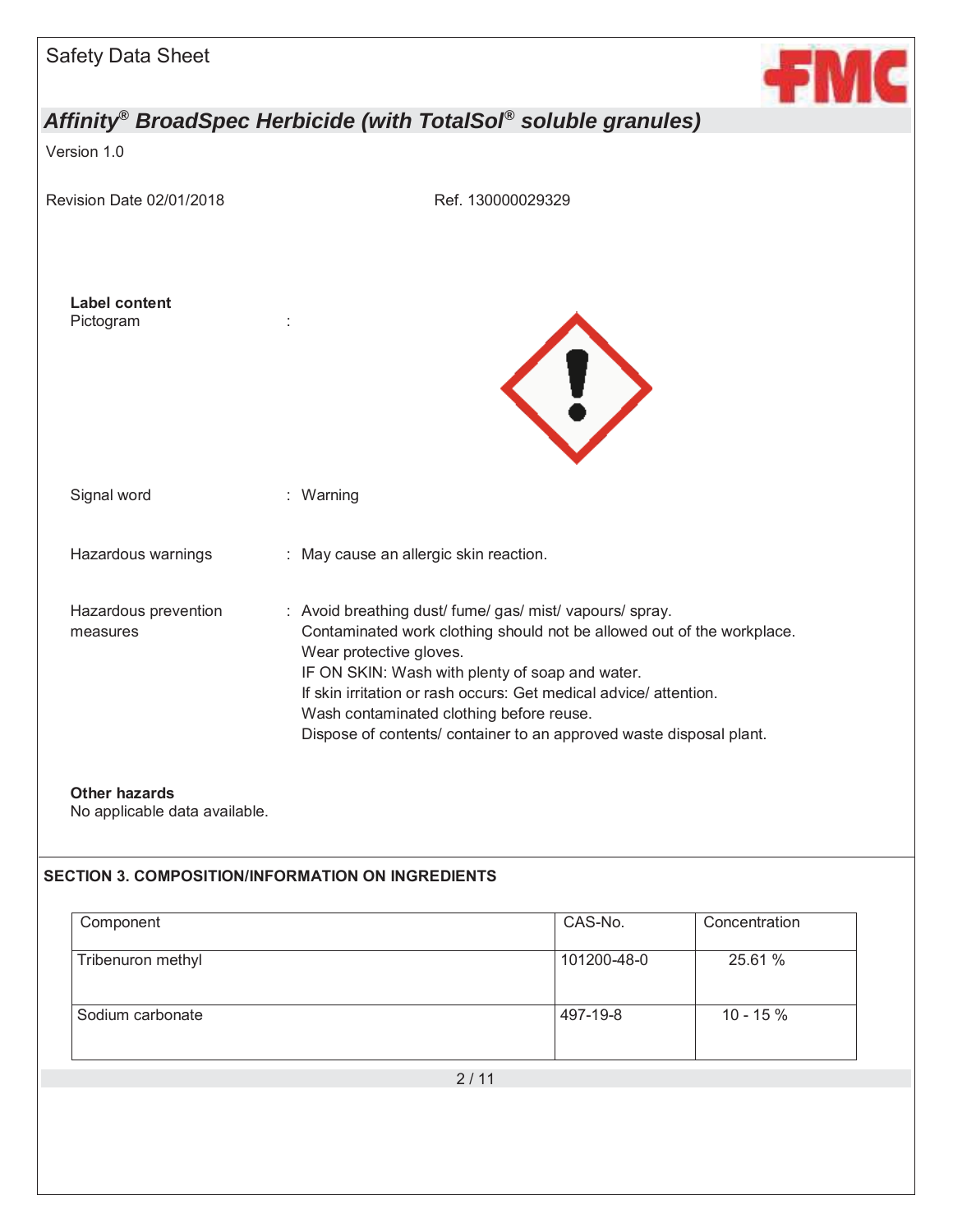Safety Data Sheet

## *Affinity® BroadSpec Herbicide (with TotalSol® soluble granules)*

Version 1.0

Revision Date 02/01/2018 Ref. 130000029329

**Label content**

Pictogram :

Signal word : Warning

Hazardous warnings : May cause an allergic skin reaction.

Hazardous prevention measures : Avoid breathing dust/ fume/ gas/ mist/ vapours/ spray.
Contaminated work clothing should not be allowed out of the workplace.
Wear protective gloves.
IF ON SKIN: Wash with plenty of soap and water.
If skin irritation or rash occurs: Get medical advice/ attention.
Wash contaminated clothing before reuse.
Dispose of contents/ container to an approved waste disposal plant.

**Other hazards**

No applicable data available.

## SECTION 3. COMPOSITION/INFORMATION ON INGREDIENTS

| Component | CAS-No. | Concentration |
|---|---|---|
| Tribenuron methyl | 101200-48-0 | 25.61 % |
| Sodium carbonate | 497-19-8 | 10 - 15 % |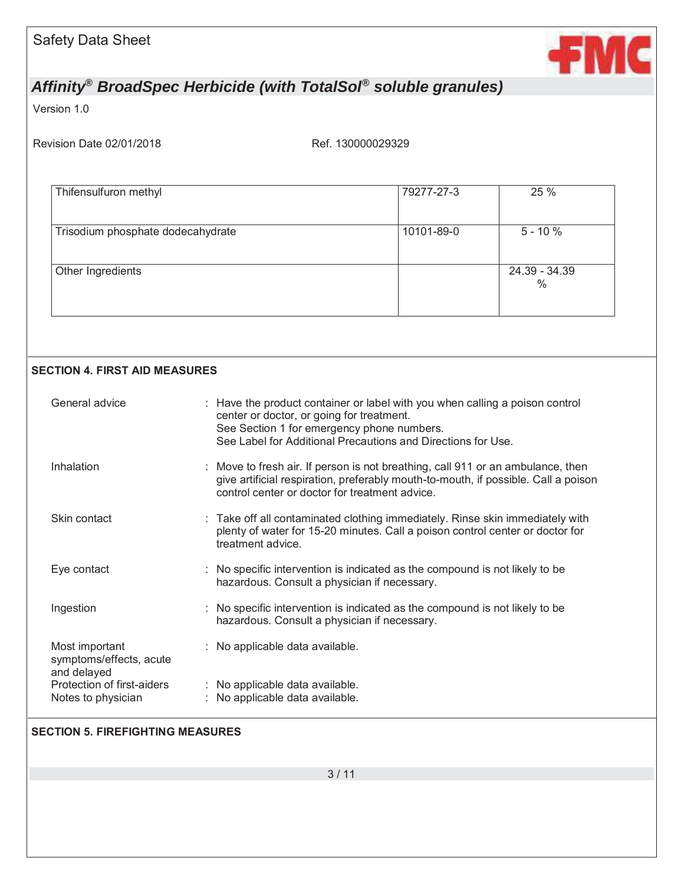| Thifensulfuron methyl | 79277-27-3 | 25 % |
|---|---|---|
| Trisodium phosphate dodecahydrate | 10101-89-0 | 5 - 10 % |
| Other Ingredients | | 24.39 - 34.39 % |

## SECTION 4. FIRST AID MEASURES

| | |
|---|---|
| General advice | : Have the product container or label with you when calling a poison control center or doctor, or going for treatment. See Section 1 for emergency phone numbers. See Label for Additional Precautions and Directions for Use. |
| Inhalation | : Move to fresh air. If person is not breathing, call 911 or an ambulance, then give artificial respiration, preferably mouth-to-mouth, if possible. Call a poison control center or doctor for treatment advice. |
| Skin contact | : Take off all contaminated clothing immediately. Rinse skin immediately with plenty of water for 15-20 minutes. Call a poison control center or doctor for treatment advice. |
| Eye contact | : No specific intervention is indicated as the compound is not likely to be hazardous. Consult a physician if necessary. |
| Ingestion | : No specific intervention is indicated as the compound is not likely to be hazardous. Consult a physician if necessary. |
| Most important symptoms/effects, acute and delayed | : No applicable data available. |
| Protection of first-aiders | : No applicable data available. |
| Notes to physician | : No applicable data available. |

## SECTION 5. FIREFIGHTING MEASURES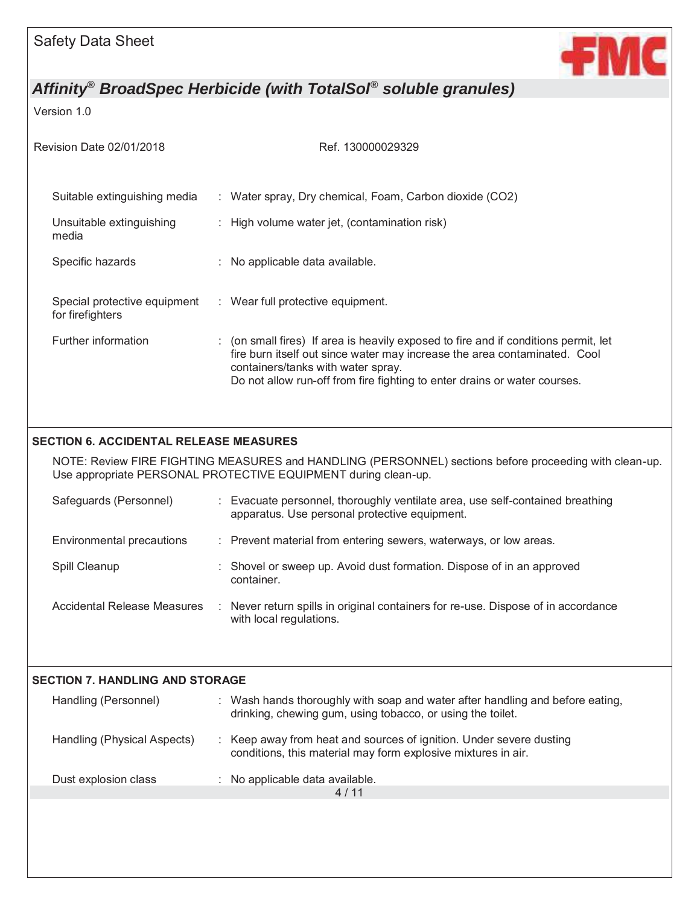| | | |
|---|---|---|
| Suitable extinguishing media | : | Water spray, Dry chemical, Foam, Carbon dioxide ($CO_2$) |
| Unsuitable extinguishing media | : | High volume water jet, (contamination risk) |
| Specific hazards | : | No applicable data available. |
| Special protective equipment for firefighters | : | Wear full protective equipment. |
| Further information | : | (on small fires) If area is heavily exposed to fire and if conditions permit, let fire burn itself out since water may increase the area contaminated. Cool containers/tanks with water spray.<br>Do not allow run-off from fire fighting to enter drains or water courses. |

## SECTION 6. ACCIDENTAL RELEASE MEASURES

NOTE: Review FIRE FIGHTING MEASURES and HANDLING (PERSONNEL) sections before proceeding with clean-up. Use appropriate PERSONAL PROTECTIVE EQUIPMENT during clean-up.

| | | |
|---|---|---|
| Safeguards (Personnel) | : | Evacuate personnel, thoroughly ventilate area, use self-contained breathing apparatus. Use personal protective equipment. |
| Environmental precautions | : | Prevent material from entering sewers, waterways, or low areas. |
| Spill Cleanup | : | Shovel or sweep up. Avoid dust formation. Dispose of in an approved container. |
| Accidental Release Measures | : | Never return spills in original containers for re-use. Dispose of in accordance with local regulations. |

## SECTION 7. HANDLING AND STORAGE

| | | |
|---|---|---|
| Handling (Personnel) | : | Wash hands thoroughly with soap and water after handling and before eating, drinking, chewing gum, using tobacco, or using the toilet. |
| Handling (Physical Aspects) | : | Keep away from heat and sources of ignition. Under severe dusting conditions, this material may form explosive mixtures in air. |
| Dust explosion class | : | No applicable data available. |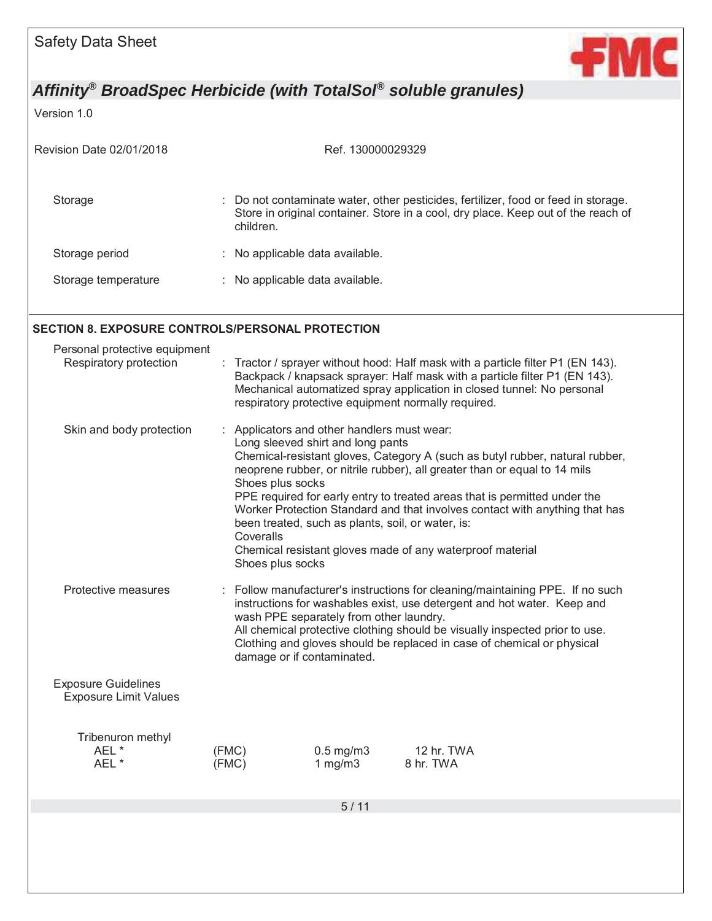| | |
|---|---|
| Storage | : Do not contaminate water, other pesticides, fertilizer, food or feed in storage. Store in original container. Store in a cool, dry place. Keep out of the reach of children. |
| Storage period | : No applicable data available. |
| Storage temperature | : No applicable data available. |

## SECTION 8. EXPOSURE CONTROLS/PERSONAL PROTECTION

Personal protective equipment

| | |
|---|---|
| Respiratory protection | : Tractor / sprayer without hood: Half mask with a particle filter P1 (EN 143). Backpack / knapsack sprayer: Half mask with a particle filter P1 (EN 143). Mechanical automatized spray application in closed tunnel: No personal respiratory protective equipment normally required. |
| Skin and body protection | : Applicators and other handlers must wear:<br>Long sleeved shirt and long pants<br>Chemical-resistant gloves, Category A (such as butyl rubber, natural rubber, neoprene rubber, or nitrile rubber), all greater than or equal to 14 mils<br>Shoes plus socks<br>PPE required for early entry to treated areas that is permitted under the Worker Protection Standard and that involves contact with anything that has been treated, such as plants, soil, or water, is:<br>Coveralls<br>Chemical resistant gloves made of any waterproof material<br>Shoes plus socks |
| Protective measures | : Follow manufacturer's instructions for cleaning/maintaining PPE. If no such instructions for washables exist, use detergent and hot water. Keep and wash PPE separately from other laundry.<br>All chemical protective clothing should be visually inspected prior to use. Clothing and gloves should be replaced in case of chemical or physical damage or if contaminated. |

Exposure Guidelines
Exposure Limit Values

Tribenuron methyl

| | | | |
|---|---|---|---|
| AEL * | (FMC) | 0.5 mg/m3 | 12 hr. TWA |
| AEL * | (FMC) | 1 mg/m3 | 8 hr. TWA |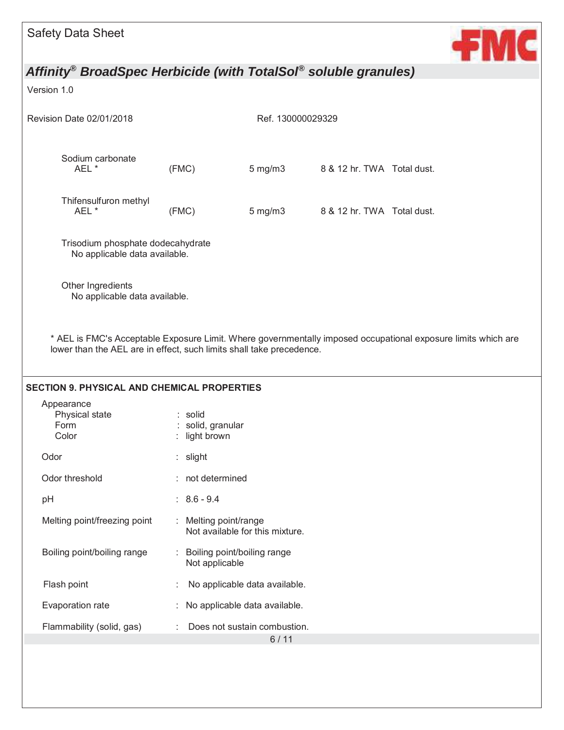| | | | | |
|---|---|---|---|---|
| Sodium carbonate | | | | |
| AEL * | (FMC) | 5 mg/m3 | 8 & 12 hr. TWA | Total dust. |
| Thifensulfuron methyl | | | | |
| AEL * | (FMC) | 5 mg/m3 | 8 & 12 hr. TWA | Total dust. |

Trisodium phosphate dodecahydrate
No applicable data available.

Other Ingredients
No applicable data available.

* AEL is FMC's Acceptable Exposure Limit. Where governmentally imposed occupational exposure limits which are lower than the AEL are in effect, such limits shall take precedence.

## SECTION 9. PHYSICAL AND CHEMICAL PROPERTIES

| Property | Value |
|---|---|
| Appearance | |
| Physical state | solid |
| Form | solid, granular |
| Color | light brown |
| Odor | slight |
| Odor threshold | not determined |
| pH | 8.6 - 9.4 |
| Melting point/freezing point | Melting point/range<br>Not available for this mixture. |
| Boiling point/boiling range | Boiling point/boiling range<br>Not applicable |
| Flash point | No applicable data available. |
| Evaporation rate | No applicable data available. |
| Flammability (solid, gas) | Does not sustain combustion. |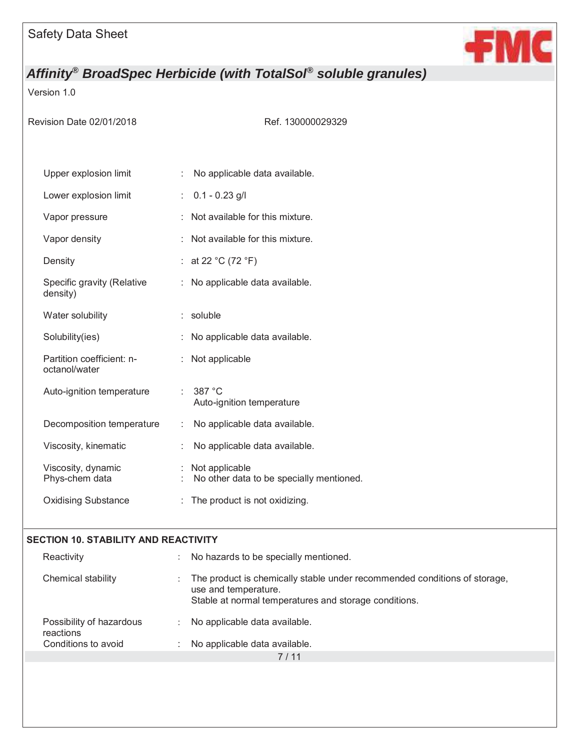| | | |
|---|---|---|
| Upper explosion limit | : | No applicable data available. |
| Lower explosion limit | : | 0.1 - 0.23 g/l |
| Vapor pressure | : | Not available for this mixture. |
| Vapor density | : | Not available for this mixture. |
| Density | : | at 22 °C (72 °F) |
| Specific gravity (Relative density) | : | No applicable data available. |
| Water solubility | : | soluble |
| Solubility(ies) | : | No applicable data available. |
| Partition coefficient: n-octanol/water | : | Not applicable |
| Auto-ignition temperature | : | 387 °C<br>Auto-ignition temperature |
| Decomposition temperature | : | No applicable data available. |
| Viscosity, kinematic | : | No applicable data available. |
| Viscosity, dynamic | : | Not applicable |
| Phys-chem data | : | No other data to be specially mentioned. |
| Oxidising Substance | : | The product is not oxidizing. |

## SECTION 10. STABILITY AND REACTIVITY

| | | |
|---|---|---|
| Reactivity | : | No hazards to be specially mentioned. |
| Chemical stability | : | The product is chemically stable under recommended conditions of storage, use and temperature.<br>Stable at normal temperatures and storage conditions. |
| Possibility of hazardous reactions | : | No applicable data available. |
| Conditions to avoid | : | No applicable data available. |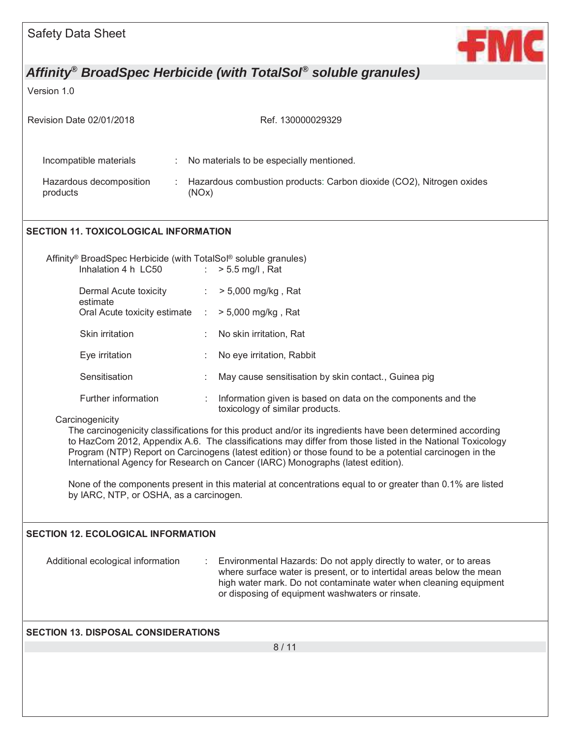| | | |
|---|---|---|
| Incompatible materials | : | No materials to be especially mentioned. |
| Hazardous decomposition products | : | Hazardous combustion products: Carbon dioxide ($CO_2$), Nitrogen oxides (NOx) |

## SECTION 11. TOXICOLOGICAL INFORMATION

Affinity® BroadSpec Herbicide (with TotalSol® soluble granules)

| | | |
|---|---|---|
| Inhalation 4 h LC50 | : | > 5.5 mg/l , Rat |
| Dermal Acute toxicity estimate | : | > 5,000 mg/kg , Rat |
| Oral Acute toxicity estimate | : | > 5,000 mg/kg , Rat |
| Skin irritation | : | No skin irritation, Rat |
| Eye irritation | : | No eye irritation, Rabbit |
| Sensitisation | : | May cause sensitisation by skin contact., Guinea pig |
| Further information | : | Information given is based on data on the components and the toxicology of similar products. |

Carcinogenicity

The carcinogenicity classifications for this product and/or its ingredients have been determined according to HazCom 2012, Appendix A.6. The classifications may differ from those listed in the National Toxicology Program (NTP) Report on Carcinogens (latest edition) or those found to be a potential carcinogen in the International Agency for Research on Cancer (IARC) Monographs (latest edition).

None of the components present in this material at concentrations equal to or greater than 0.1% are listed by IARC, NTP, or OSHA, as a carcinogen.

## SECTION 12. ECOLOGICAL INFORMATION

| | | |
|---|---|---|
| Additional ecological information | : | Environmental Hazards: Do not apply directly to water, or to areas where surface water is present, or to intertidal areas below the mean high water mark. Do not contaminate water when cleaning equipment or disposing of equipment washwaters or rinsate. |

## SECTION 13. DISPOSAL CONSIDERATIONS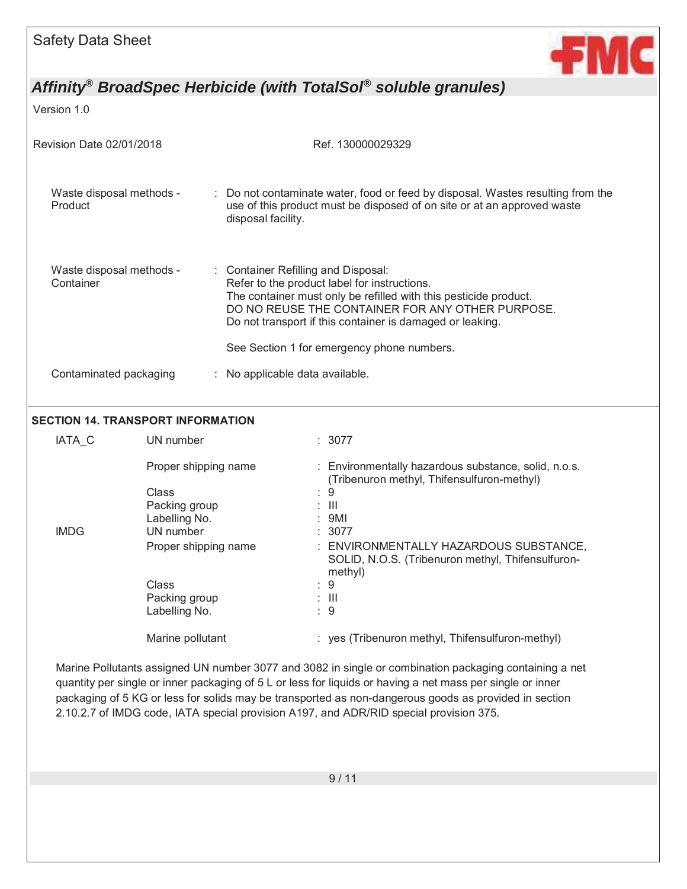| | |
|---|---|
| Waste disposal methods - Product | : Do not contaminate water, food or feed by disposal. Wastes resulting from the use of this product must be disposed of on site or at an approved waste disposal facility. |
| Waste disposal methods - Container | : Container Refilling and Disposal:<br>Refer to the product label for instructions.<br>The container must only be refilled with this pesticide product.<br>DO NO REUSE THE CONTAINER FOR ANY OTHER PURPOSE.<br>Do not transport if this container is damaged or leaking.<br><br>See Section 1 for emergency phone numbers. |
| Contaminated packaging | : No applicable data available. |

## SECTION 14. TRANSPORT INFORMATION

| | | |
|---|---|---|
| IATA_C | UN number | : 3077 |
| | Proper shipping name | : Environmentally hazardous substance, solid, n.o.s. (Tribenuron methyl, Thifensulfuron-methyl) |
| | Class | : 9 |
| | Packing group | : III |
| | Labelling No. | : 9MI |
| IMDG | UN number | : 3077 |
| | Proper shipping name | : ENVIRONMENTALLY HAZARDOUS SUBSTANCE, SOLID, N.O.S. (Tribenuron methyl, Thifensulfuron-methyl) |
| | Class | : 9 |
| | Packing group | : III |
| | Labelling No. | : 9 |
| | Marine pollutant | : yes (Tribenuron methyl, Thifensulfuron-methyl) |

Marine Pollutants assigned UN number 3077 and 3082 in single or combination packaging containing a net quantity per single or inner packaging of 5 L or less for liquids or having a net mass per single or inner packaging of 5 KG or less for solids may be transported as non-dangerous goods as provided in section 2.10.2.7 of IMDG code, IATA special provision A197, and ADR/RID special provision 375.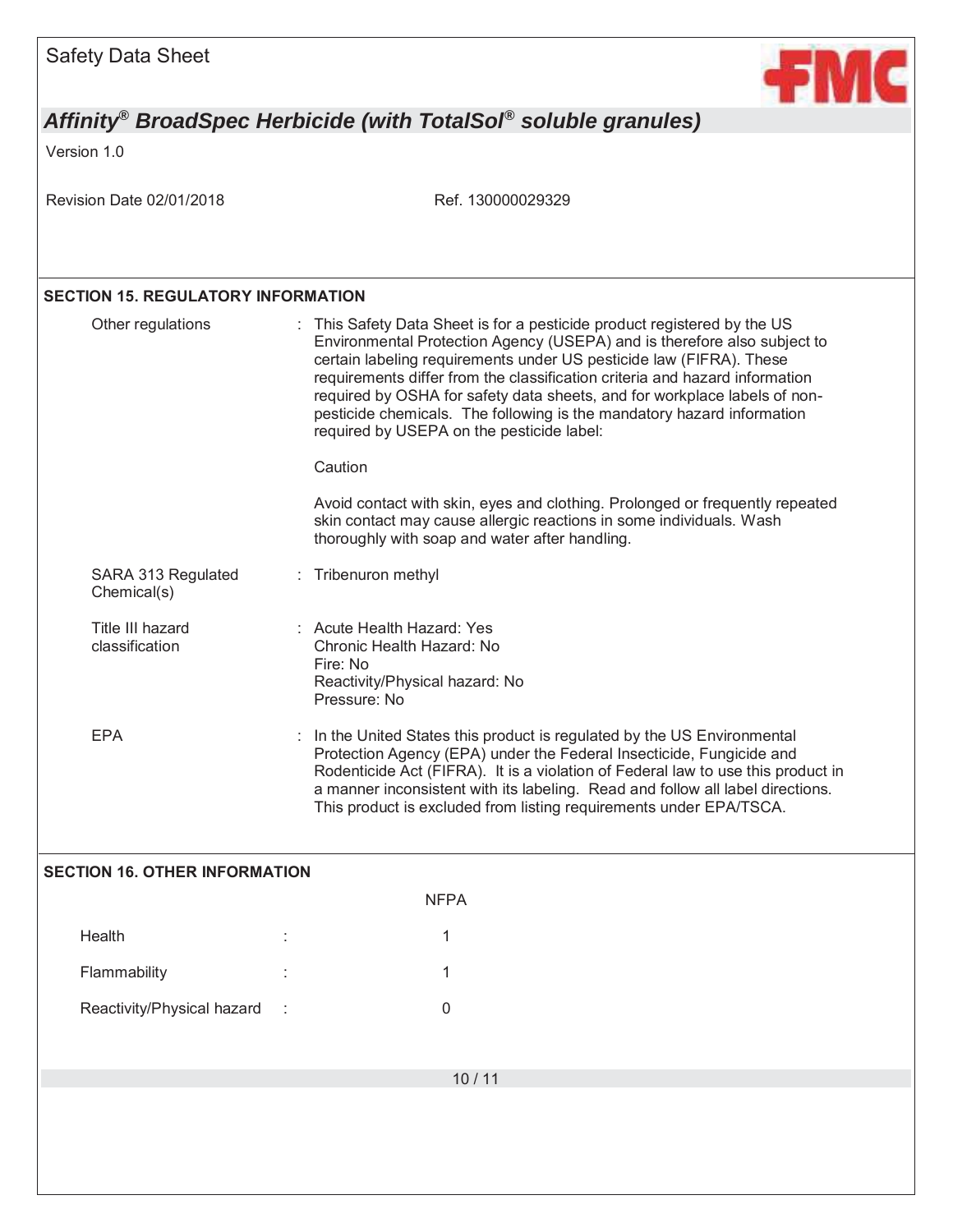## SECTION 15. REGULATORY INFORMATION

| | |
|---|---|
| Other regulations | This Safety Data Sheet is for a pesticide product registered by the US Environmental Protection Agency (USEPA) and is therefore also subject to certain labeling requirements under US pesticide law (FIFRA). These requirements differ from the classification criteria and hazard information required by OSHA for safety data sheets, and for workplace labels of non-pesticide chemicals. The following is the mandatory hazard information required by USEPA on the pesticide label:<br><br>Caution<br><br>Avoid contact with skin, eyes and clothing. Prolonged or frequently repeated skin contact may cause allergic reactions in some individuals. Wash thoroughly with soap and water after handling. |
| SARA 313 Regulated Chemical(s) | Tribenuron methyl |
| Title III hazard classification | Acute Health Hazard: Yes<br>Chronic Health Hazard: No<br>Fire: No<br>Reactivity/Physical hazard: No<br>Pressure: No |
| EPA | In the United States this product is regulated by the US Environmental Protection Agency (EPA) under the Federal Insecticide, Fungicide and Rodenticide Act (FIFRA). It is a violation of Federal law to use this product in a manner inconsistent with its labeling. Read and follow all label directions. This product is excluded from listing requirements under EPA/TSCA. |

## SECTION 16. OTHER INFORMATION

| | NFPA |
|---|---|
| Health | 1 |
| Flammability | 1 |
| Reactivity/Physical hazard | 0 |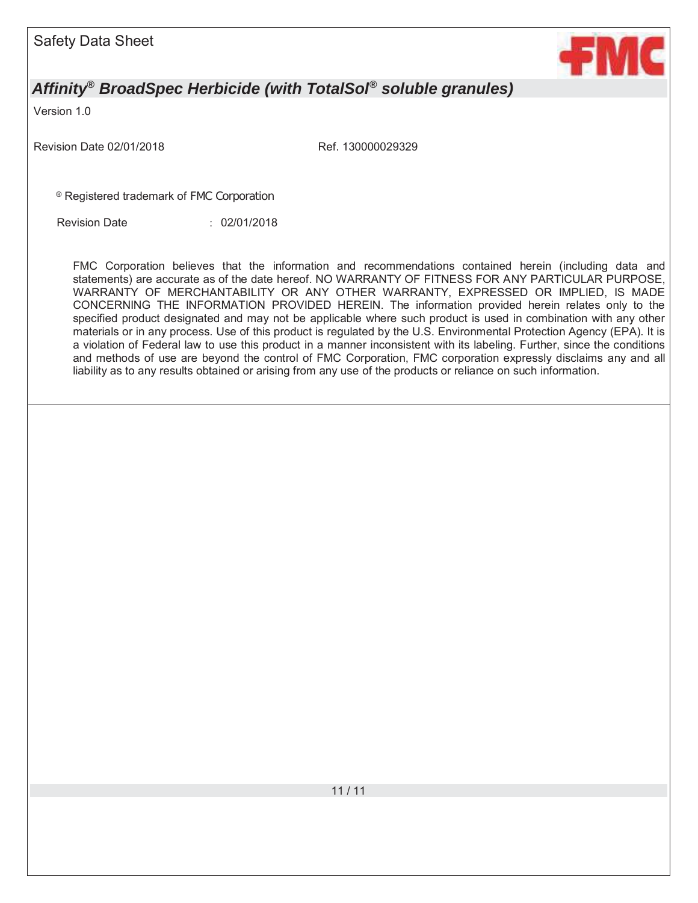® Registered trademark of FMC Corporation

Revision Date : 02/01/2018

FMC Corporation believes that the information and recommendations contained herein (including data and statements) are accurate as of the date hereof. NO WARRANTY OF FITNESS FOR ANY PARTICULAR PURPOSE, WARRANTY OF MERCHANTABILITY OR ANY OTHER WARRANTY, EXPRESSED OR IMPLIED, IS MADE CONCERNING THE INFORMATION PROVIDED HEREIN. The information provided herein relates only to the specified product designated and may not be applicable where such product is used in combination with any other materials or in any process. Use of this product is regulated by the U.S. Environmental Protection Agency (EPA). It is a violation of Federal law to use this product in a manner inconsistent with its labeling. Further, since the conditions and methods of use are beyond the control of FMC Corporation, FMC corporation expressly disclaims any and all liability as to any results obtained or arising from any use of the products or reliance on such information.